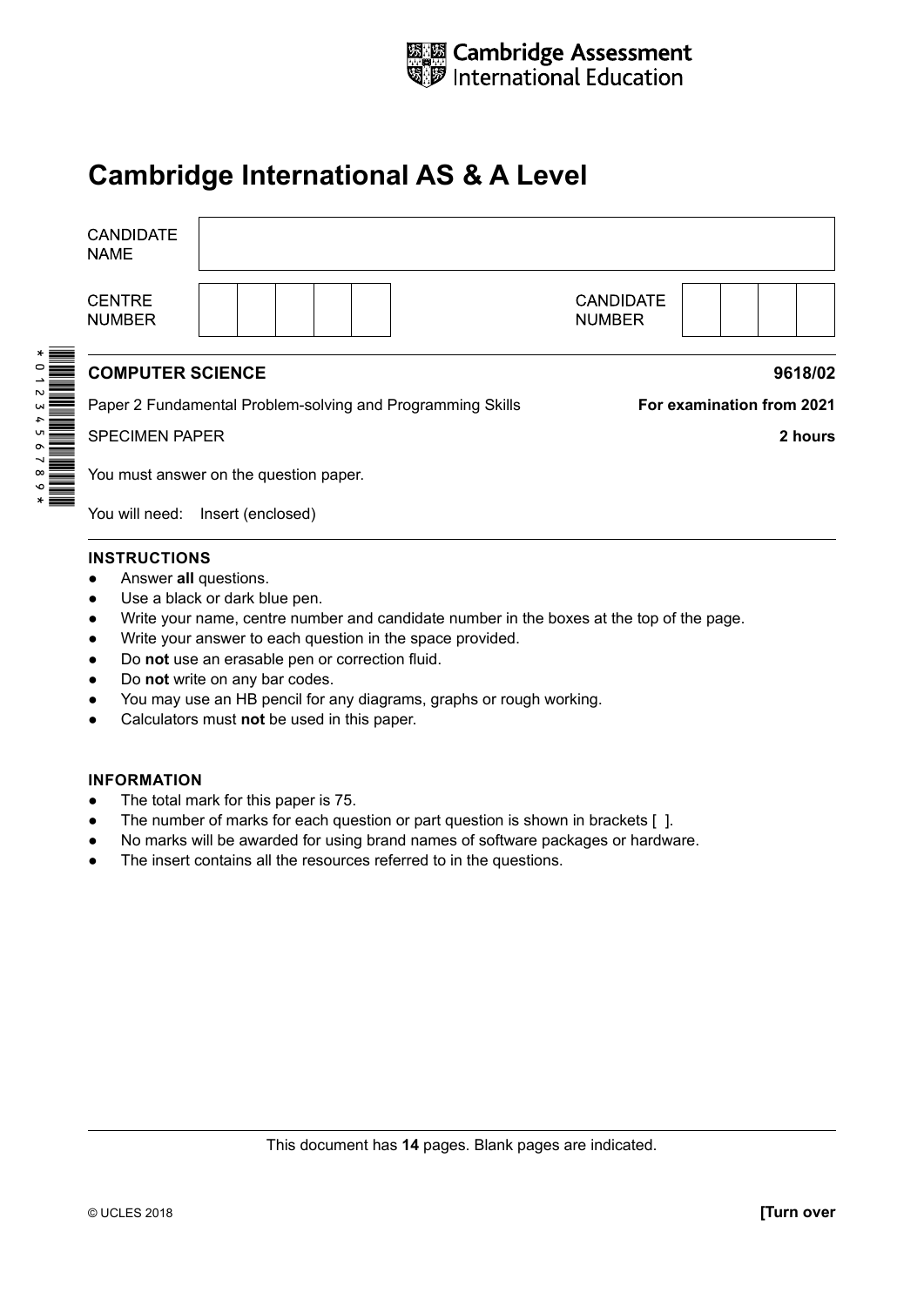Cambridge Assessment International Education

# Cambridge International AS & A Level

| CANDIDATE NAME | |
|---|---|

| CENTRE NUMBER | | CANDIDATE NUMBER | |
|---|---|---|---|

**COMPUTER SCIENCE** **9618/02**

Paper 2 Fundamental Problem-solving and Programming Skills **For examination from 2021**

SPECIMEN PAPER **2 hours**

You must answer on the question paper.

You will need: Insert (enclosed)

**INSTRUCTIONS**

- Answer **all** questions.
- Use a black or dark blue pen.
- Write your name, centre number and candidate number in the boxes at the top of the page.
- Write your answer to each question in the space provided.
- Do **not** use an erasable pen or correction fluid.
- Do **not** write on any bar codes.
- You may use an HB pencil for any diagrams, graphs or rough working.
- Calculators must **not** be used in this paper.

**INFORMATION**

- The total mark for this paper is 75.
- The number of marks for each question or part question is shown in brackets [ ].
- No marks will be awarded for using brand names of software packages or hardware.
- The insert contains all the resources referred to in the questions.

This document has **14** pages. Blank pages are indicated.

© UCLES 2018 **[Turn over**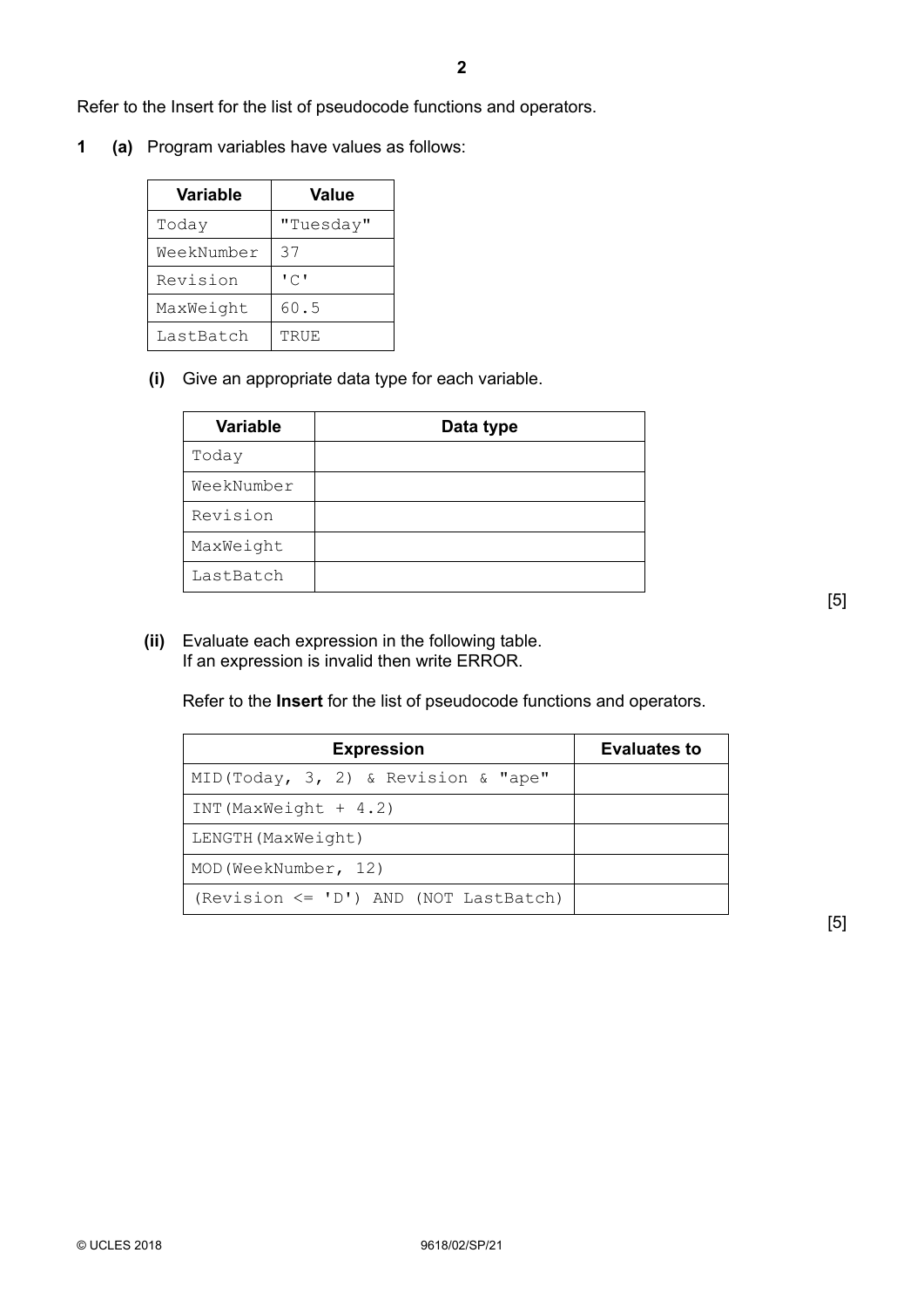Refer to the Insert for the list of pseudocode functions and operators.

**1** **(a)** Program variables have values as follows:

| Variable | Value |
|---|---|
| `Today` | `"Tuesday"` |
| `WeekNumber` | `37` |
| `Revision` | `'C'` |
| `MaxWeight` | `60.5` |
| `LastBatch` | `TRUE` |

**(i)** Give an appropriate data type for each variable.

| Variable | Data type |
|---|---|
| `Today` | |
| `WeekNumber` | |
| `Revision` | |
| `MaxWeight` | |
| `LastBatch` | |

[5]

**(ii)** Evaluate each expression in the following table.
If an expression is invalid then write ERROR.

Refer to the **Insert** for the list of pseudocode functions and operators.

| Expression | Evaluates to |
|---|---|
| `MID(Today, 3, 2) & Revision & "ape"` | |
| `INT(MaxWeight + 4.2)` | |
| `LENGTH(MaxWeight)` | |
| `MOD(WeekNumber, 12)` | |
| `(Revision <= 'D') AND (NOT LastBatch)` | |

[5]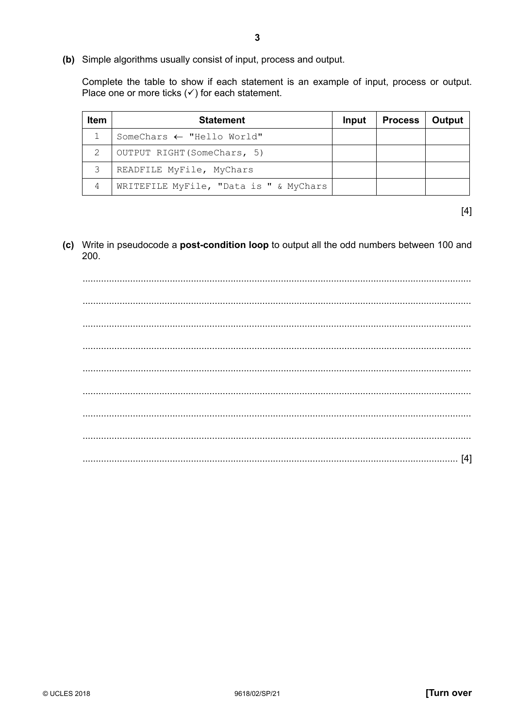**(b)** Simple algorithms usually consist of input, process and output.

Complete the table to show if each statement is an example of input, process or output. Place one or more ticks (✓) for each statement.

| Item | Statement | Input | Process | Output |
|---|---|---|---|---|
| 1 | `SomeChars ← "Hello World"` | | | |
| 2 | `OUTPUT RIGHT(SomeChars, 5)` | | | |
| 3 | `READFILE MyFile, MyChars` | | | |
| 4 | `WRITEFILE MyFile, "Data is " & MyChars` | | | |

[4]

**(c)** Write in pseudocode a **post-condition loop** to output all the odd numbers between 100 and 200.

...........................................................................................................................................

...........................................................................................................................................

...........................................................................................................................................

...........................................................................................................................................

...........................................................................................................................................

...........................................................................................................................................

...........................................................................................................................................

...........................................................................................................................................

..................................................................................................................................... [4]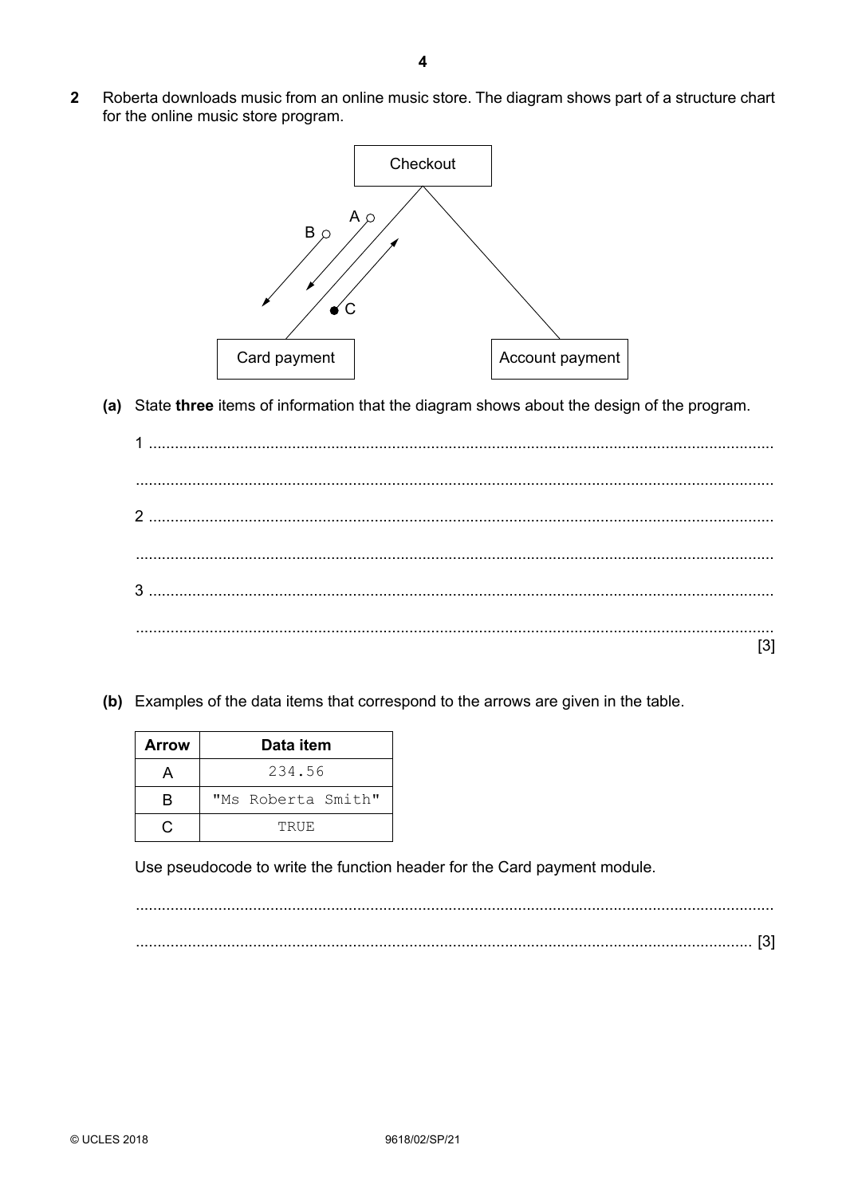**2** Roberta downloads music from an online music store. The diagram shows part of a structure chart for the online music store program.

Checkout

A ○ B ○ ● C

Card payment     Account payment

**(a)** State **three** items of information that the diagram shows about the design of the program.

1 ..........................................................................................................................................

..........................................................................................................................................

2 ..........................................................................................................................................

..........................................................................................................................................

3 ..........................................................................................................................................

.......................................................................................................................................... [3]

**(b)** Examples of the data items that correspond to the arrows are given in the table.

| Arrow | Data item |
|---|---|
| A | 234.56 |
| B | "Ms Roberta Smith" |
| C | TRUE |

Use pseudocode to write the function header for the Card payment module.

..........................................................................................................................................

.......................................................................................................................................... [3]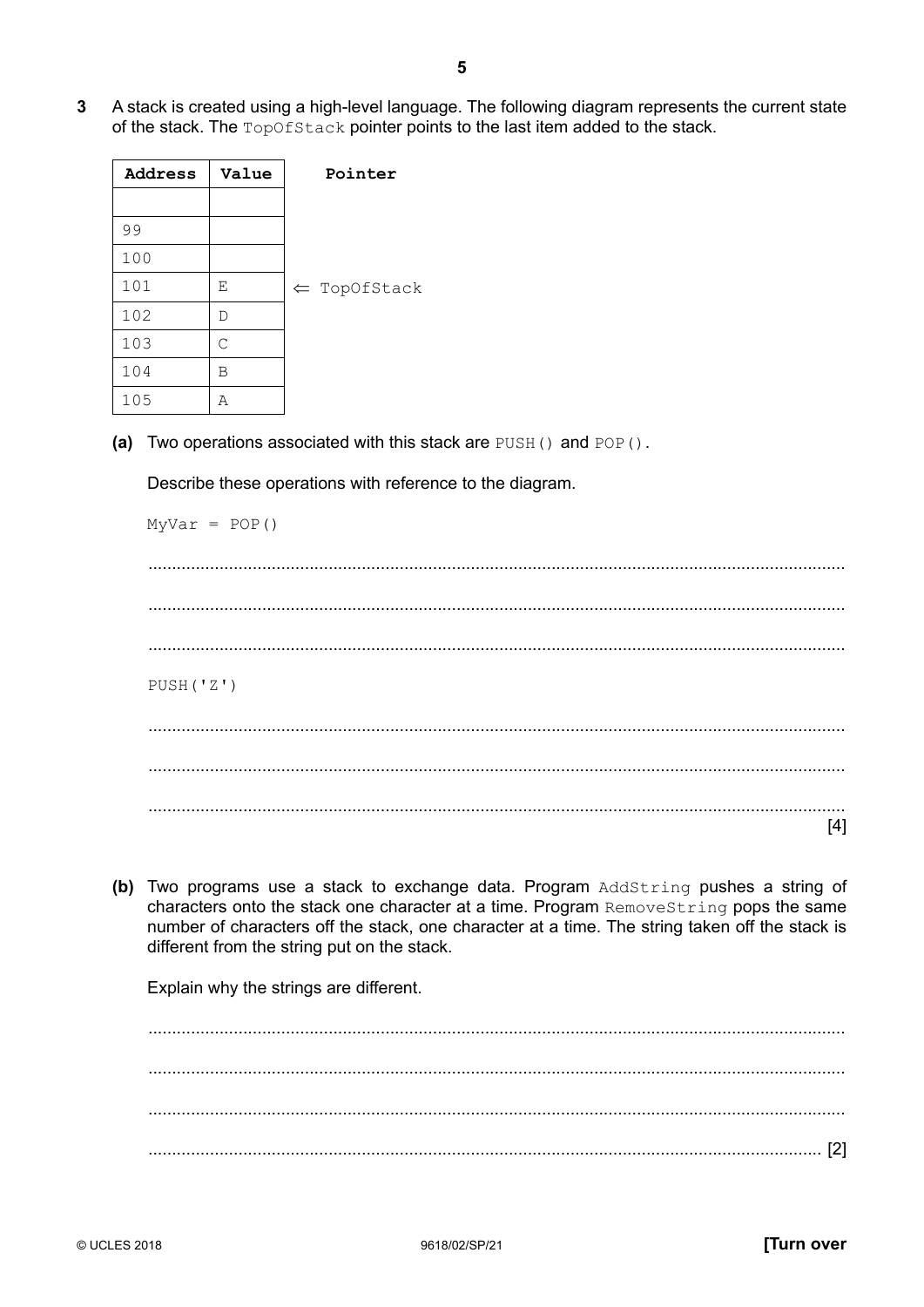**3** A stack is created using a high-level language. The following diagram represents the current state of the stack. The `TopOfStack` pointer points to the last item added to the stack.

| Address | Value | Pointer |
|---|---|---|
| | | |
| 99 | | |
| 100 | | |
| 101 | E | ⇐ TopOfStack |
| 102 | D | |
| 103 | C | |
| 104 | B | |
| 105 | A | |

**(a)** Two operations associated with this stack are `PUSH()` and `POP()`.

Describe these operations with reference to the diagram.

`MyVar = POP()`

..........................................................................................................................................

..........................................................................................................................................

..........................................................................................................................................

`PUSH('Z')`

..........................................................................................................................................

..........................................................................................................................................

.......................................................................................................................................... [4]

**(b)** Two programs use a stack to exchange data. Program `AddString` pushes a string of characters onto the stack one character at a time. Program `RemoveString` pops the same number of characters off the stack, one character at a time. The string taken off the stack is different from the string put on the stack.

Explain why the strings are different.

..........................................................................................................................................

..........................................................................................................................................

..........................................................................................................................................

.......................................................................................................................................... [2]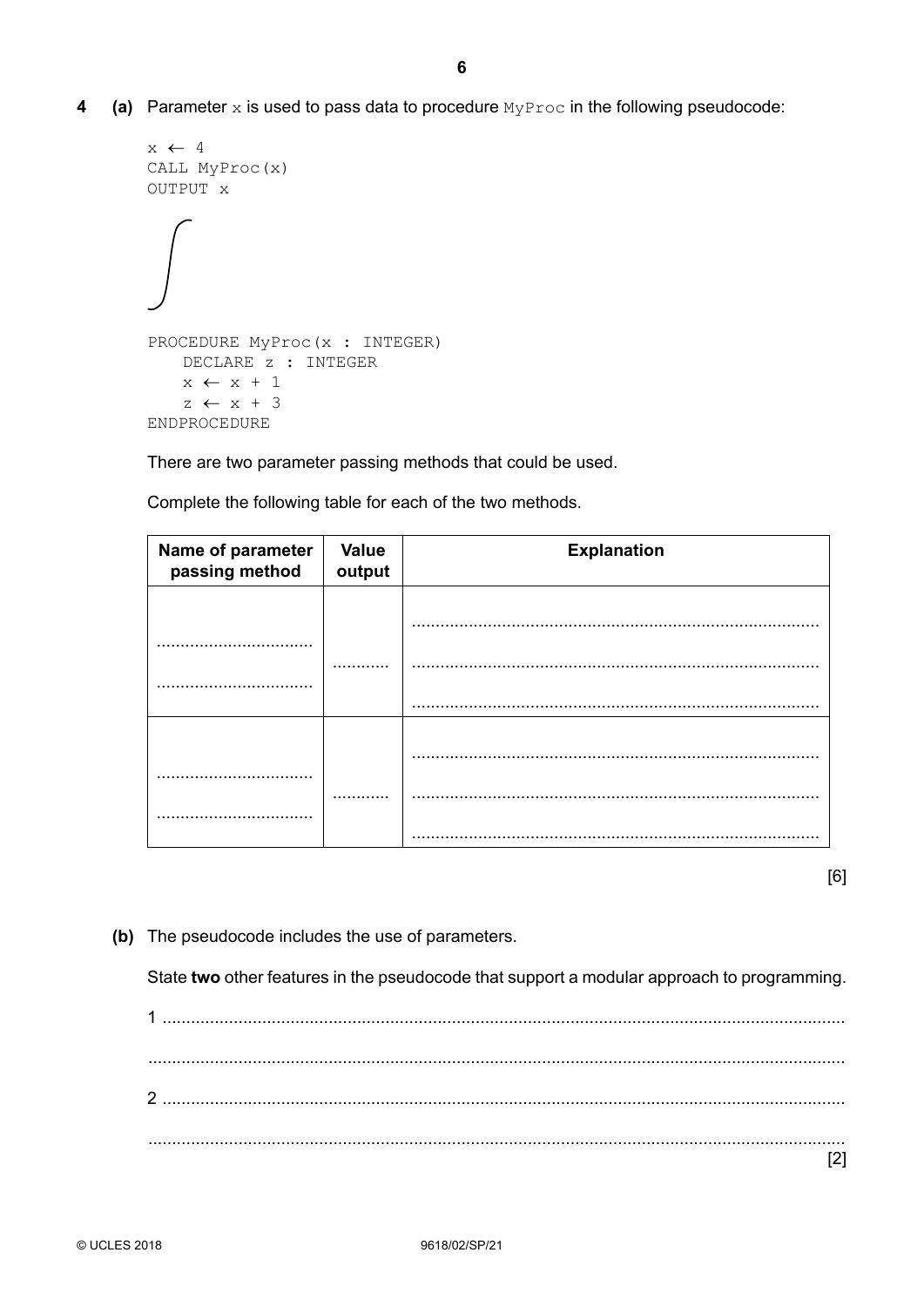**4 (a)** Parameter x is used to pass data to procedure MyProc in the following pseudocode:

```
x ← 4
CALL MyProc(x)
OUTPUT x
```

```
PROCEDURE MyProc(x : INTEGER)
   DECLARE z : INTEGER
   x ← x + 1
   z ← x + 3
ENDPROCEDURE
```

There are two parameter passing methods that could be used.

Complete the following table for each of the two methods.

| Name of parameter passing method | Value output | Explanation |
|---|---|---|
| .................................. .................................. | ............ | ..................................................................................... ..................................................................................... ..................................................................................... |
| .................................. .................................. | ............ | ..................................................................................... ..................................................................................... ..................................................................................... |

[6]

**(b)** The pseudocode includes the use of parameters.

State **two** other features in the pseudocode that support a modular approach to programming.

1 ...............................................................................................................................................

...............................................................................................................................................

2 ...............................................................................................................................................

............................................................................................................................................... [2]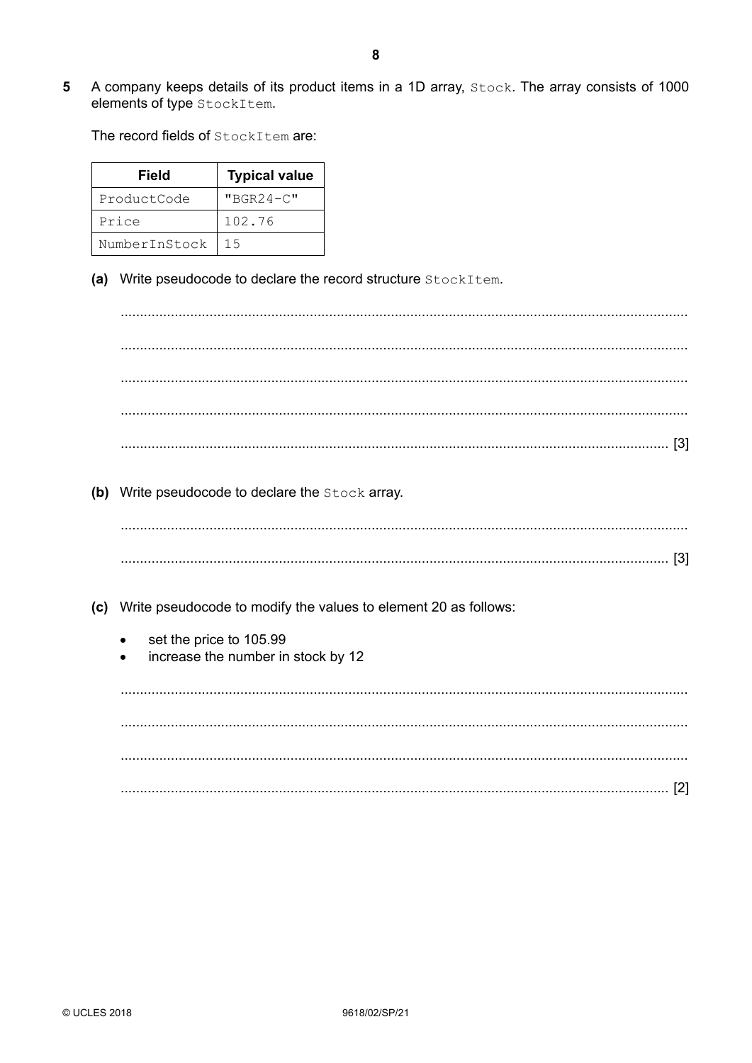**5** A company keeps details of its product items in a 1D array, `Stock`. The array consists of 1000 elements of type `StockItem`.

The record fields of `StockItem` are:

| Field | Typical value |
|---|---|
| `ProductCode` | `"BGR24-C"` |
| `Price` | `102.76` |
| `NumberInStock` | `15` |

**(a)** Write pseudocode to declare the record structure `StockItem`.

.......................................................................................................................................

.......................................................................................................................................

.......................................................................................................................................

.......................................................................................................................................

....................................................................................................................................... [3]

**(b)** Write pseudocode to declare the `Stock` array.

.......................................................................................................................................

....................................................................................................................................... [3]

**(c)** Write pseudocode to modify the values to element 20 as follows:

- set the price to 105.99
- increase the number in stock by 12

.......................................................................................................................................

.......................................................................................................................................

.......................................................................................................................................

....................................................................................................................................... [2]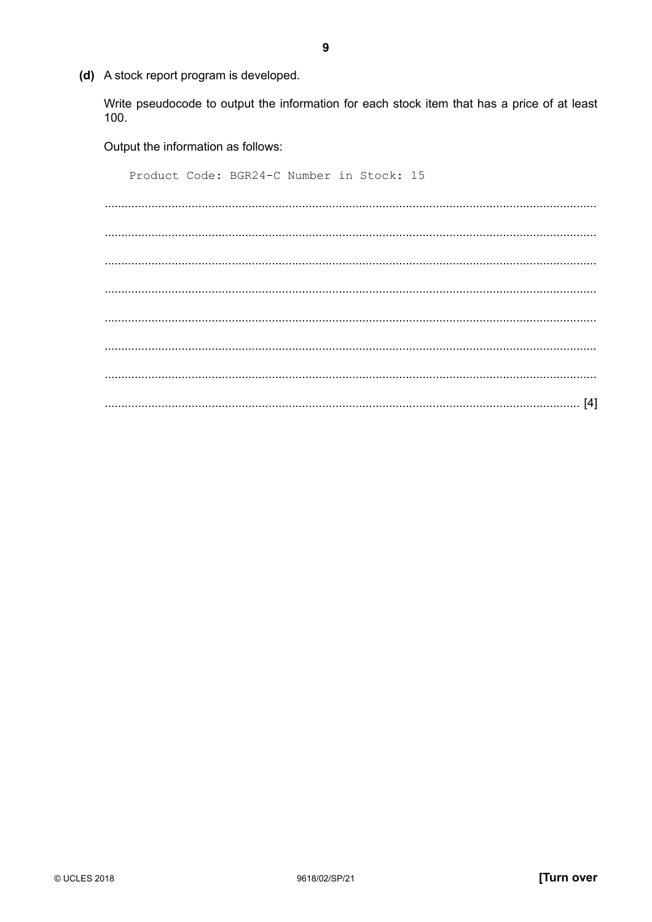**(d)** A stock report program is developed.

Write pseudocode to output the information for each stock item that has a price of at least 100.

Output the information as follows:

```
Product Code: BGR24-C Number in Stock: 15
```

.................................................................................................................................................

.................................................................................................................................................

.................................................................................................................................................

.................................................................................................................................................

.................................................................................................................................................

.................................................................................................................................................

.................................................................................................................................................

............................................................................................................................................. [4]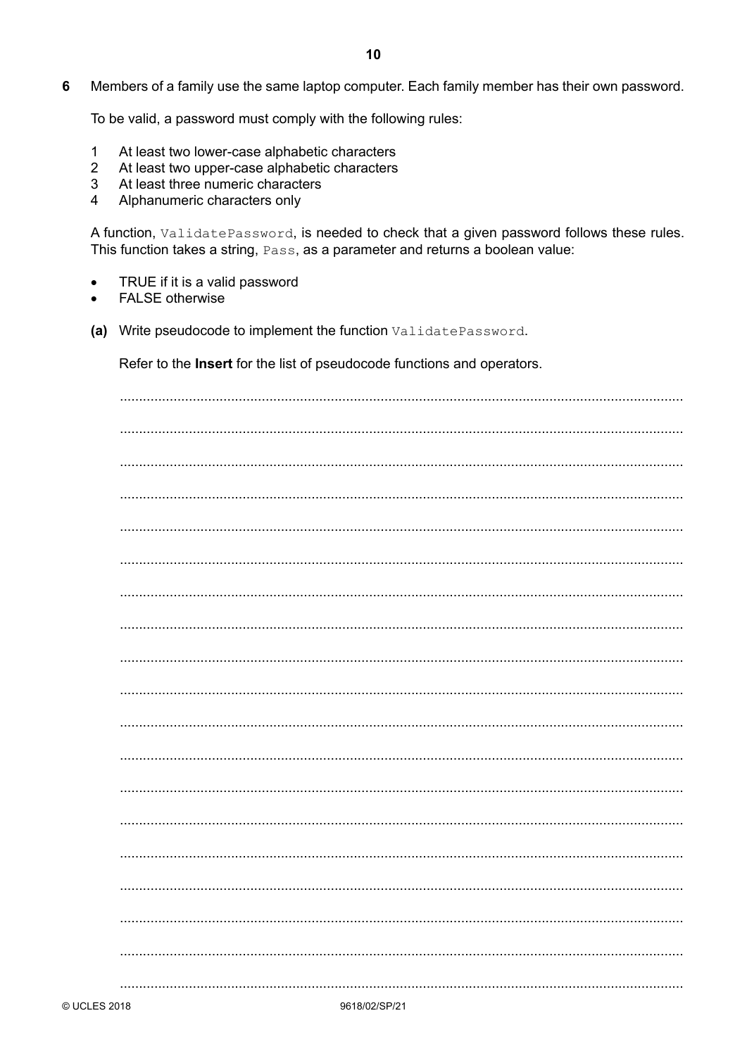**6** Members of a family use the same laptop computer. Each family member has their own password.

To be valid, a password must comply with the following rules:

1. At least two lower-case alphabetic characters
2. At least two upper-case alphabetic characters
3. At least three numeric characters
4. Alphanumeric characters only

A function, `ValidatePassword`, is needed to check that a given password follows these rules. This function takes a string, `Pass`, as a parameter and returns a boolean value:

- TRUE if it is a valid password
- FALSE otherwise

**(a)** Write pseudocode to implement the function `ValidatePassword`.

Refer to the **Insert** for the list of pseudocode functions and operators.

..........................................................................................................................................

..........................................................................................................................................

..........................................................................................................................................

..........................................................................................................................................

..........................................................................................................................................

..........................................................................................................................................

..........................................................................................................................................

..........................................................................................................................................

..........................................................................................................................................

..........................................................................................................................................

..........................................................................................................................................

..........................................................................................................................................

..........................................................................................................................................

..........................................................................................................................................

..........................................................................................................................................

..........................................................................................................................................

..........................................................................................................................................

..........................................................................................................................................

..........................................................................................................................................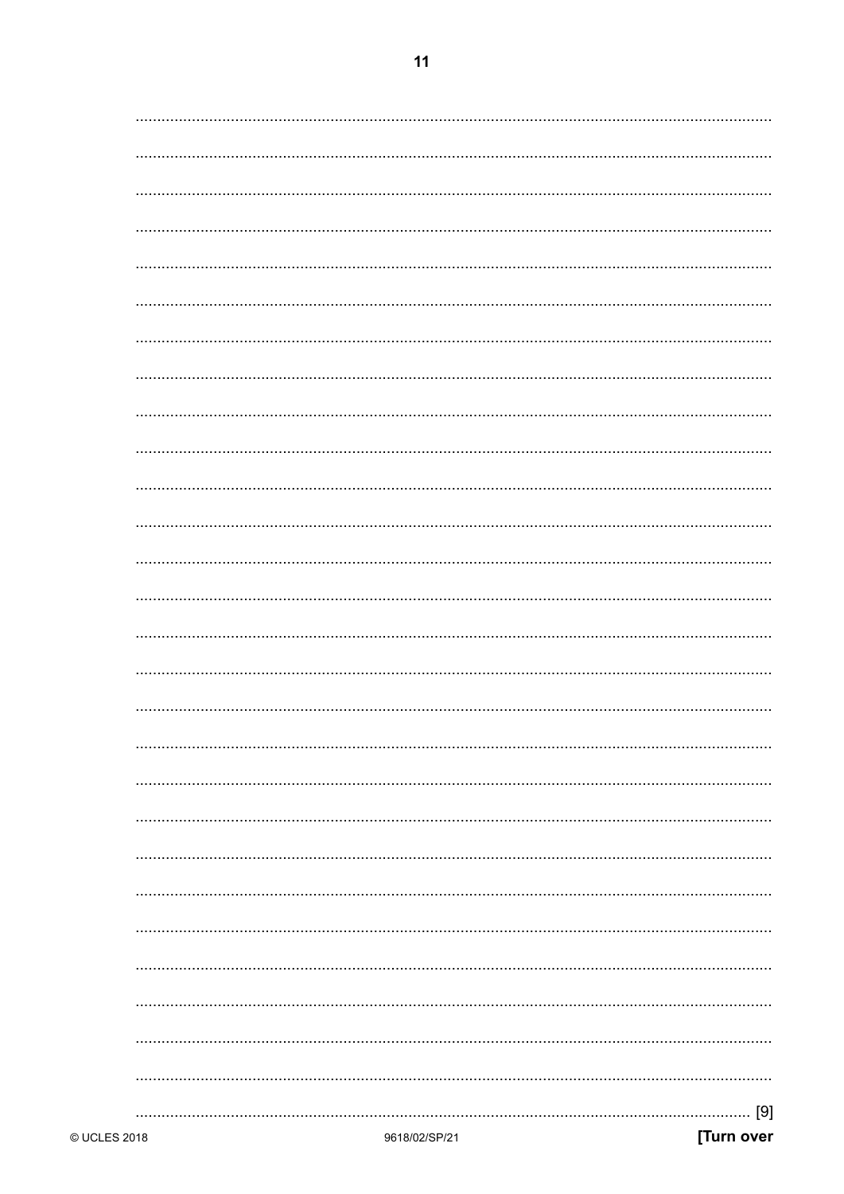[9]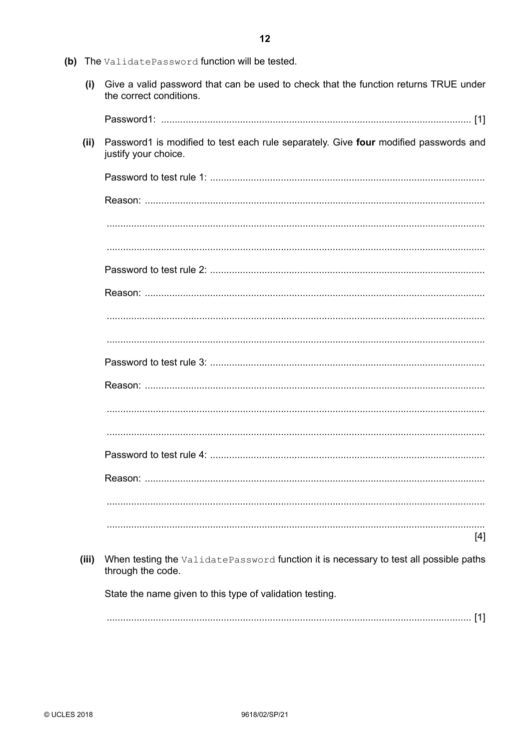**(b)** The `ValidatePassword` function will be tested.

**(i)** Give a valid password that can be used to check that the function returns TRUE under the correct conditions.

Password1: ............................................................................................................ [1]

**(ii)** Password1 is modified to test each rule separately. Give **four** modified passwords and justify your choice.

Password to test rule 1: ....................................................................................................

Reason: ............................................................................................................

............................................................................................................

............................................................................................................

Password to test rule 2: ....................................................................................................

Reason: ............................................................................................................

............................................................................................................

............................................................................................................

Password to test rule 3: ....................................................................................................

Reason: ............................................................................................................

............................................................................................................

............................................................................................................

Password to test rule 4: ....................................................................................................

Reason: ............................................................................................................

............................................................................................................

............................................................................................................ [4]

**(iii)** When testing the `ValidatePassword` function it is necessary to test all possible paths through the code.

State the name given to this type of validation testing.

............................................................................................................ [1]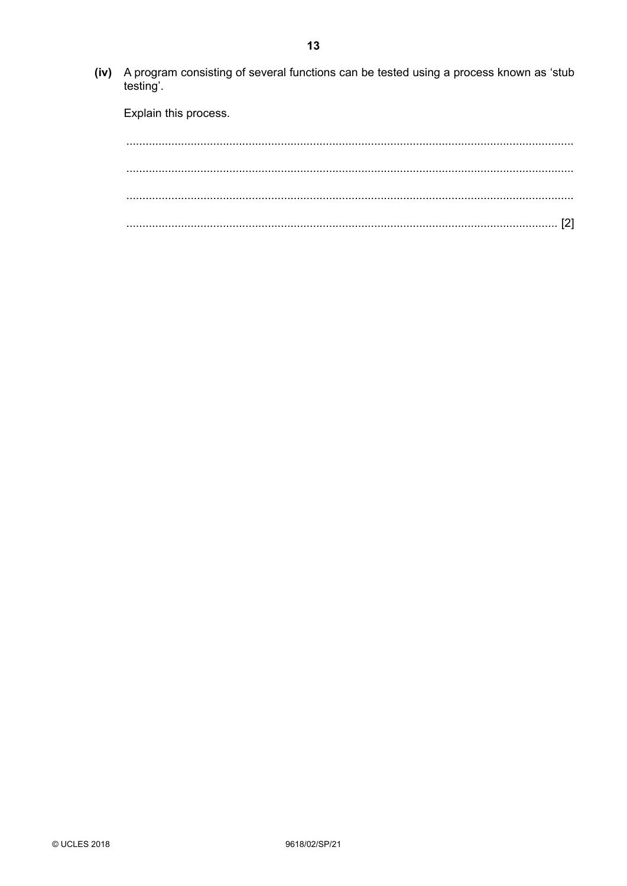**(iv)** A program consisting of several functions can be tested using a process known as 'stub testing'.

Explain this process.

..........................................................................................................................................

..........................................................................................................................................

..........................................................................................................................................

.................................................................................................................................... [2]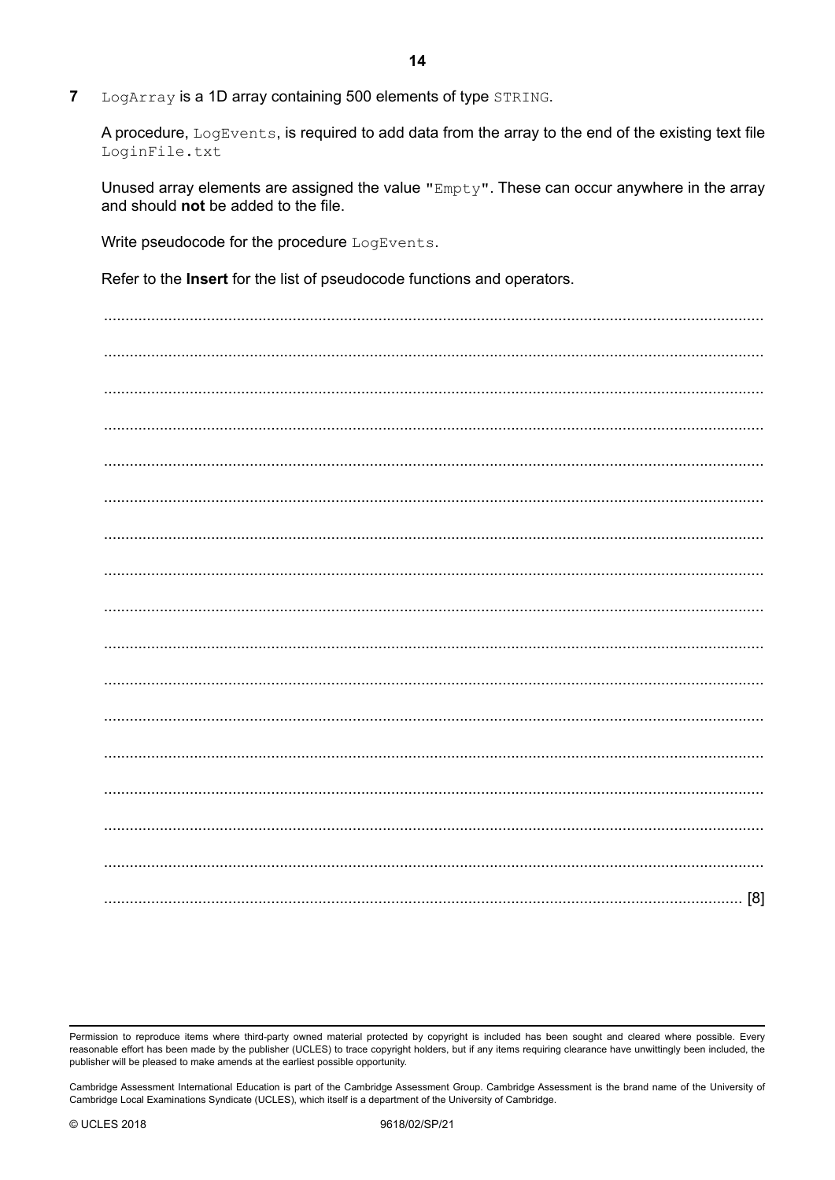**7** LogArray is a 1D array containing 500 elements of type STRING.

A procedure, LogEvents, is required to add data from the array to the end of the existing text file LoginFile.txt

Unused array elements are assigned the value "Empty". These can occur anywhere in the array and should **not** be added to the file.

Write pseudocode for the procedure LogEvents.

Refer to the **Insert** for the list of pseudocode functions and operators.

..................................................................................................................................................

..................................................................................................................................................

..................................................................................................................................................

..................................................................................................................................................

..................................................................................................................................................

..................................................................................................................................................

..................................................................................................................................................

..................................................................................................................................................

..................................................................................................................................................

..................................................................................................................................................

..................................................................................................................................................

..................................................................................................................................................

..................................................................................................................................................

..................................................................................................................................................

..................................................................................................................................................

..................................................................................................................................................

.............................................................................................................................................. [8]

Permission to reproduce items where third-party owned material protected by copyright is included has been sought and cleared where possible. Every reasonable effort has been made by the publisher (UCLES) to trace copyright holders, but if any items requiring clearance have unwittingly been included, the publisher will be pleased to make amends at the earliest possible opportunity.

Cambridge Assessment International Education is part of the Cambridge Assessment Group. Cambridge Assessment is the brand name of the University of Cambridge Local Examinations Syndicate (UCLES), which itself is a department of the University of Cambridge.

© UCLES 2018 9618/02/SP/21